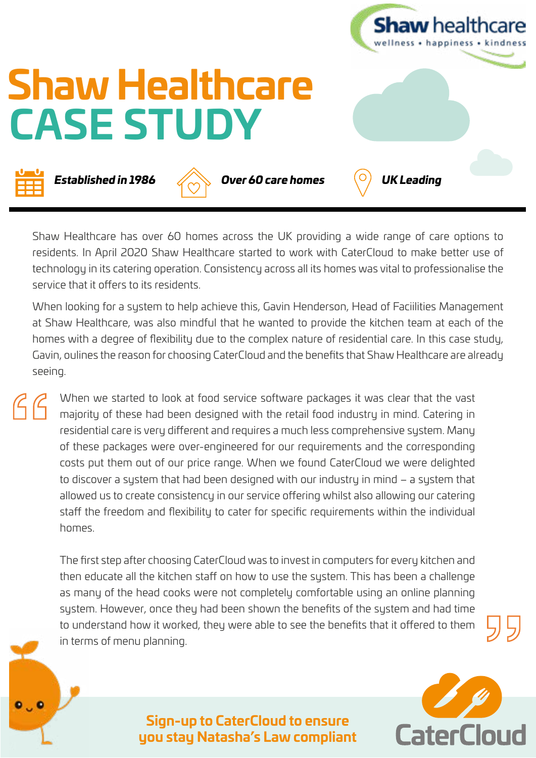Shaw healthcare
wellness • happiness • kindness

# Shaw Healthcare
# CASE STUDY

***Established in 1986*** ***Over 60 care homes*** ***UK Leading***

---

Shaw Healthcare has over 60 homes across the UK providing a wide range of care options to residents. In April 2020 Shaw Healthcare started to work with CaterCloud to make better use of technology in its catering operation. Consistency across all its homes was vital to professionalise the service that it offers to its residents.

When looking for a system to help achieve this, Gavin Henderson, Head of Faciilities Management at Shaw Healthcare, was also mindful that he wanted to provide the kitchen team at each of the homes with a degree of flexibility due to the complex nature of residential care. In this case study, Gavin, oulines the reason for choosing CaterCloud and the benefits that Shaw Healthcare are already seeing.

> When we started to look at food service software packages it was clear that the vast majority of these had been designed with the retail food industry in mind. Catering in residential care is very different and requires a much less comprehensive system. Many of these packages were over-engineered for our requirements and the corresponding costs put them out of our price range. When we found CaterCloud we were delighted to discover a system that had been designed with our industry in mind – a system that allowed us to create consistency in our service offering whilst also allowing our catering staff the freedom and flexibility to cater for specific requirements within the individual homes.
>
> The first step after choosing CaterCloud was to invest in computers for every kitchen and then educate all the kitchen staff on how to use the system. This has been a challenge as many of the head cooks were not completely comfortable using an online planning system. However, once they had been shown the benefits of the system and had time to understand how it worked, they were able to see the benefits that it offered to them in terms of menu planning.

**Sign-up to CaterCloud to ensure you stay Natasha's Law compliant**

CaterCloud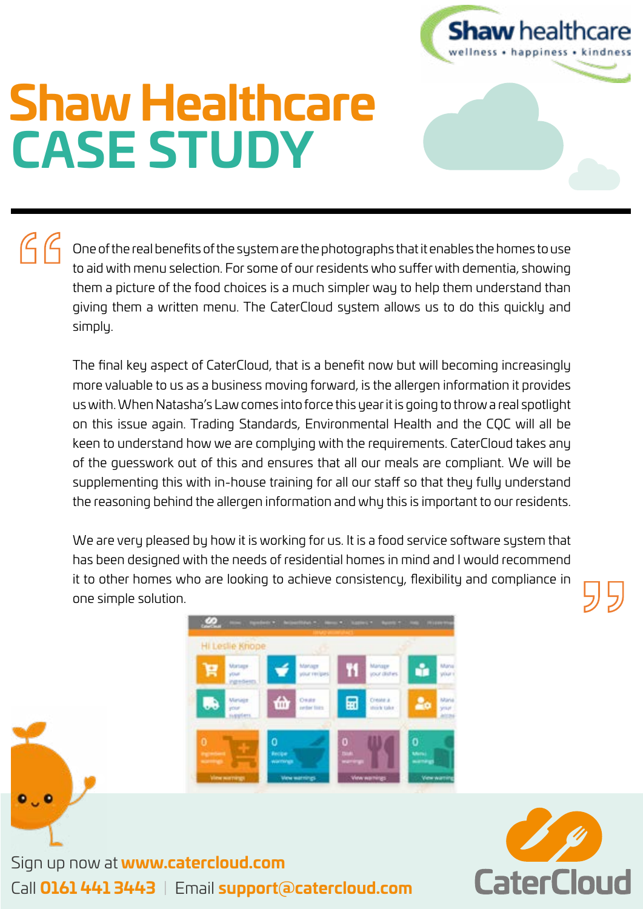# Shaw Healthcare CASE STUDY

One of the real benefits of the system are the photographs that it enables the homes to use to aid with menu selection. For some of our residents who suffer with dementia, showing them a picture of the food choices is a much simpler way to help them understand than giving them a written menu. The CaterCloud system allows us to do this quickly and simply.

The final key aspect of CaterCloud, that is a benefit now but will becoming increasingly more valuable to us as a business moving forward, is the allergen information it provides us with. When Natasha's Law comes into force this year it is going to throw a real spotlight on this issue again. Trading Standards, Environmental Health and the CQC will all be keen to understand how we are complying with the requirements. CaterCloud takes any of the guesswork out of this and ensures that all our meals are compliant. We will be supplementing this with in-house training for all our staff so that they fully understand the reasoning behind the allergen information and why this is important to our residents.

We are very pleased by how it is working for us. It is a food service software system that has been designed with the needs of residential homes in mind and I would recommend it to other homes who are looking to achieve consistency, flexibility and compliance in one simple solution.

Sign up now at **www.catercloud.com**

Call **0161 441 3443** | Email **support@catercloud.com**